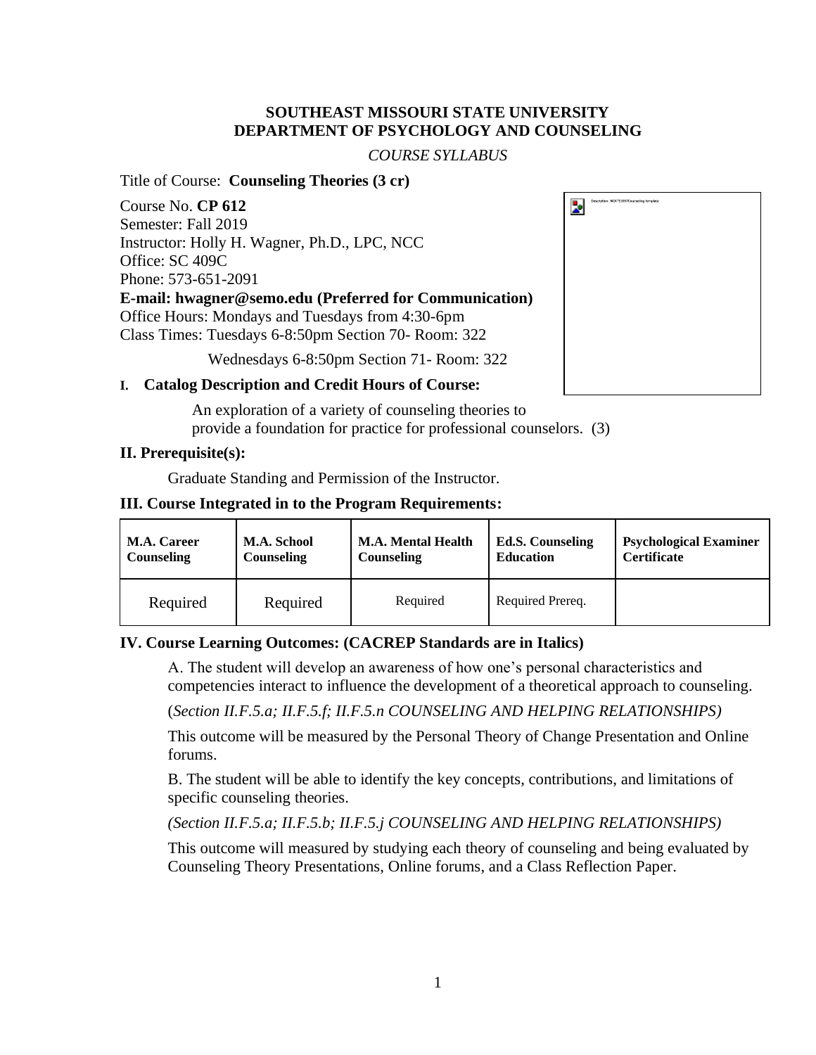**SOUTHEAST MISSOURI STATE UNIVERSITY**
**DEPARTMENT OF PSYCHOLOGY AND COUNSELING**

*COURSE SYLLABUS*

Title of Course: **Counseling Theories (3 cr)**

Course No. **CP 612**
Semester: Fall 2019
Instructor: Holly H. Wagner, Ph.D., LPC, NCC
Office: SC 409C
Phone: 573-651-2091
**E-mail: hwagner@semo.edu (Preferred for Communication)**
Office Hours: Mondays and Tuesdays from 4:30-6pm
Class Times: Tuesdays 6-8:50pm Section 70- Room: 322

Wednesdays 6-8:50pm Section 71- Room: 322

## I. Catalog Description and Credit Hours of Course:

An exploration of a variety of counseling theories to provide a foundation for practice for professional counselors. (3)

## II. Prerequisite(s):

Graduate Standing and Permission of the Instructor.

## III. Course Integrated in to the Program Requirements:

| M.A. Career Counseling | M.A. School Counseling | M.A. Mental Health Counseling | Ed.S. Counseling Education | Psychological Examiner Certificate |
|---|---|---|---|---|
| Required | Required | Required | Required Prereq. | |

## IV. Course Learning Outcomes: (CACREP Standards are in Italics)

A. The student will develop an awareness of how one's personal characteristics and competencies interact to influence the development of a theoretical approach to counseling.

(*Section II.F.5.a; II.F.5.f; II.F.5.n COUNSELING AND HELPING RELATIONSHIPS)*

This outcome will be measured by the Personal Theory of Change Presentation and Online forums.

B. The student will be able to identify the key concepts, contributions, and limitations of specific counseling theories.

*(Section II.F.5.a; II.F.5.b; II.F.5.j COUNSELING AND HELPING RELATIONSHIPS)*

This outcome will measured by studying each theory of counseling and being evaluated by Counseling Theory Presentations, Online forums, and a Class Reflection Paper.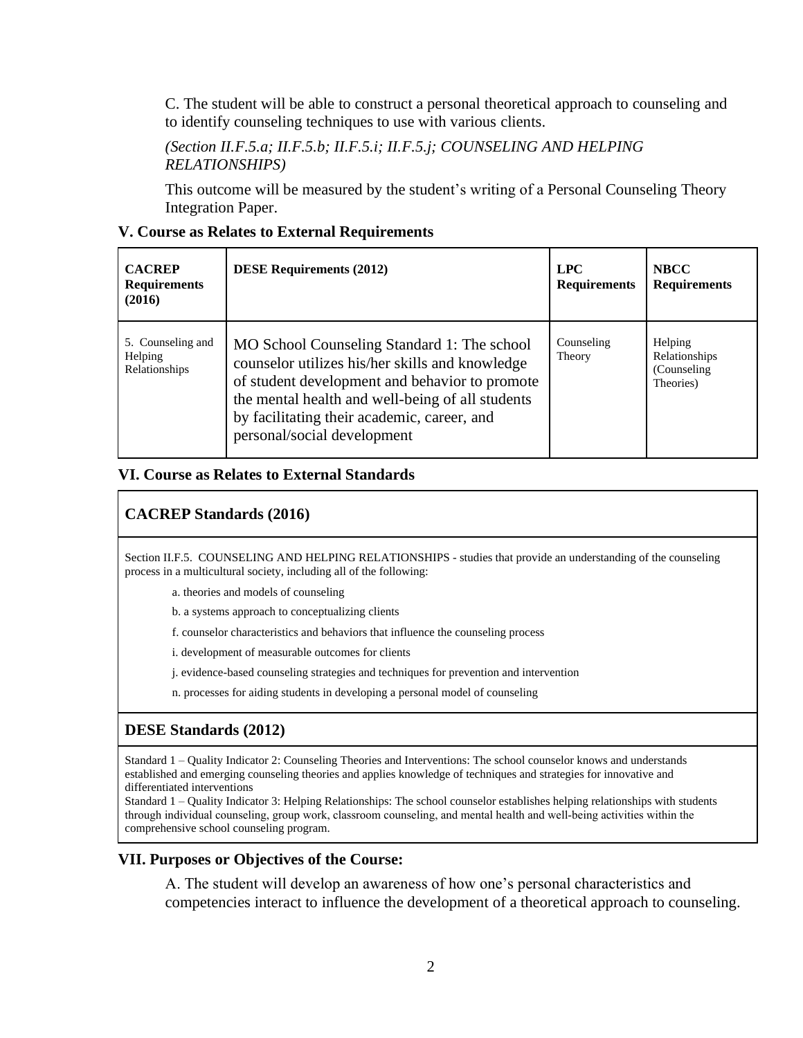C. The student will be able to construct a personal theoretical approach to counseling and to identify counseling techniques to use with various clients.

*(Section II.F.5.a; II.F.5.b; II.F.5.i; II.F.5.j; COUNSELING AND HELPING RELATIONSHIPS)*

This outcome will be measured by the student's writing of a Personal Counseling Theory Integration Paper.

### V. Course as Relates to External Requirements

| **CACREP Requirements (2016)** | **DESE Requirements (2012)** | **LPC Requirements** | **NBCC Requirements** |
|---|---|---|---|
| 5. Counseling and Helping Relationships | MO School Counseling Standard 1: The school counselor utilizes his/her skills and knowledge of student development and behavior to promote the mental health and well-being of all students by facilitating their academic, career, and personal/social development | Counseling Theory | Helping Relationships (Counseling Theories) |

### VI. Course as Relates to External Standards

**CACREP Standards (2016)**

Section II.F.5. COUNSELING AND HELPING RELATIONSHIPS - studies that provide an understanding of the counseling process in a multicultural society, including all of the following:

a. theories and models of counseling

b. a systems approach to conceptualizing clients

f. counselor characteristics and behaviors that influence the counseling process

i. development of measurable outcomes for clients

j. evidence-based counseling strategies and techniques for prevention and intervention

n. processes for aiding students in developing a personal model of counseling

**DESE Standards (2012)**

Standard 1 – Quality Indicator 2: Counseling Theories and Interventions: The school counselor knows and understands established and emerging counseling theories and applies knowledge of techniques and strategies for innovative and differentiated interventions

Standard 1 – Quality Indicator 3: Helping Relationships: The school counselor establishes helping relationships with students through individual counseling, group work, classroom counseling, and mental health and well-being activities within the comprehensive school counseling program.

### VII. Purposes or Objectives of the Course:

A. The student will develop an awareness of how one's personal characteristics and competencies interact to influence the development of a theoretical approach to counseling.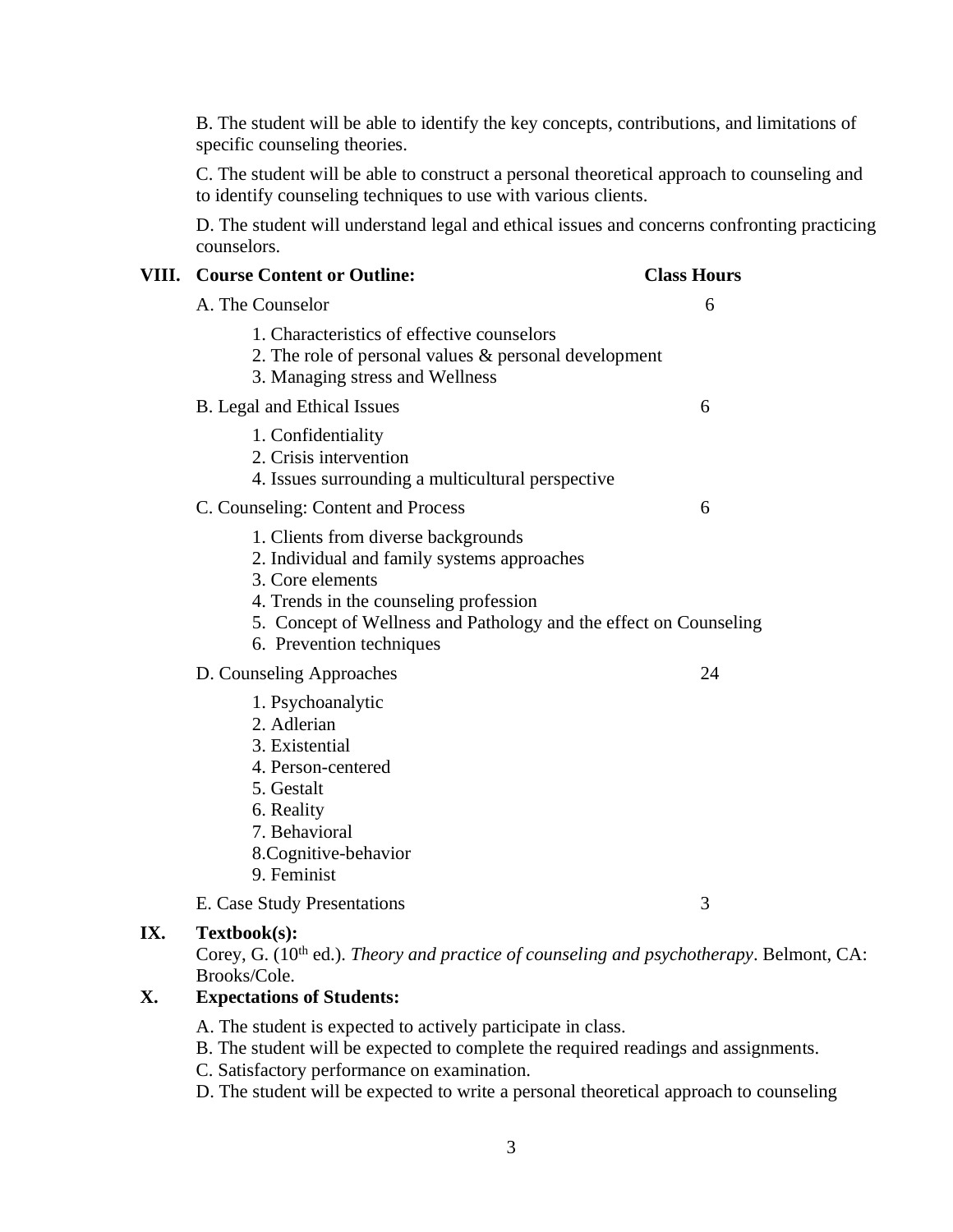B. The student will be able to identify the key concepts, contributions, and limitations of specific counseling theories.

C. The student will be able to construct a personal theoretical approach to counseling and to identify counseling techniques to use with various clients.

D. The student will understand legal and ethical issues and concerns confronting practicing counselors.

## VIII. Course Content or Outline:

| Course Content or Outline | Class Hours |
|---|---|
| A. The Counselor | 6 |
| B. Legal and Ethical Issues | 6 |
| C. Counseling: Content and Process | 6 |
| D. Counseling Approaches | 24 |
| E. Case Study Presentations | 3 |

A. The Counselor — 6

1. Characteristics of effective counselors
2. The role of personal values & personal development
3. Managing stress and Wellness

B. Legal and Ethical Issues — 6

1. Confidentiality
2. Crisis intervention
4. Issues surrounding a multicultural perspective

C. Counseling: Content and Process — 6

1. Clients from diverse backgrounds
2. Individual and family systems approaches
3. Core elements
4. Trends in the counseling profession
5. Concept of Wellness and Pathology and the effect on Counseling
6. Prevention techniques

D. Counseling Approaches — 24

1. Psychoanalytic
2. Adlerian
3. Existential
4. Person-centered
5. Gestalt
6. Reality
7. Behavioral
8. Cognitive-behavior
9. Feminist

E. Case Study Presentations — 3

## IX. Textbook(s):

Corey, G. (10th ed.). *Theory and practice of counseling and psychotherapy*. Belmont, CA: Brooks/Cole.

## X. Expectations of Students:

A. The student is expected to actively participate in class.

B. The student will be expected to complete the required readings and assignments.

C. Satisfactory performance on examination.

D. The student will be expected to write a personal theoretical approach to counseling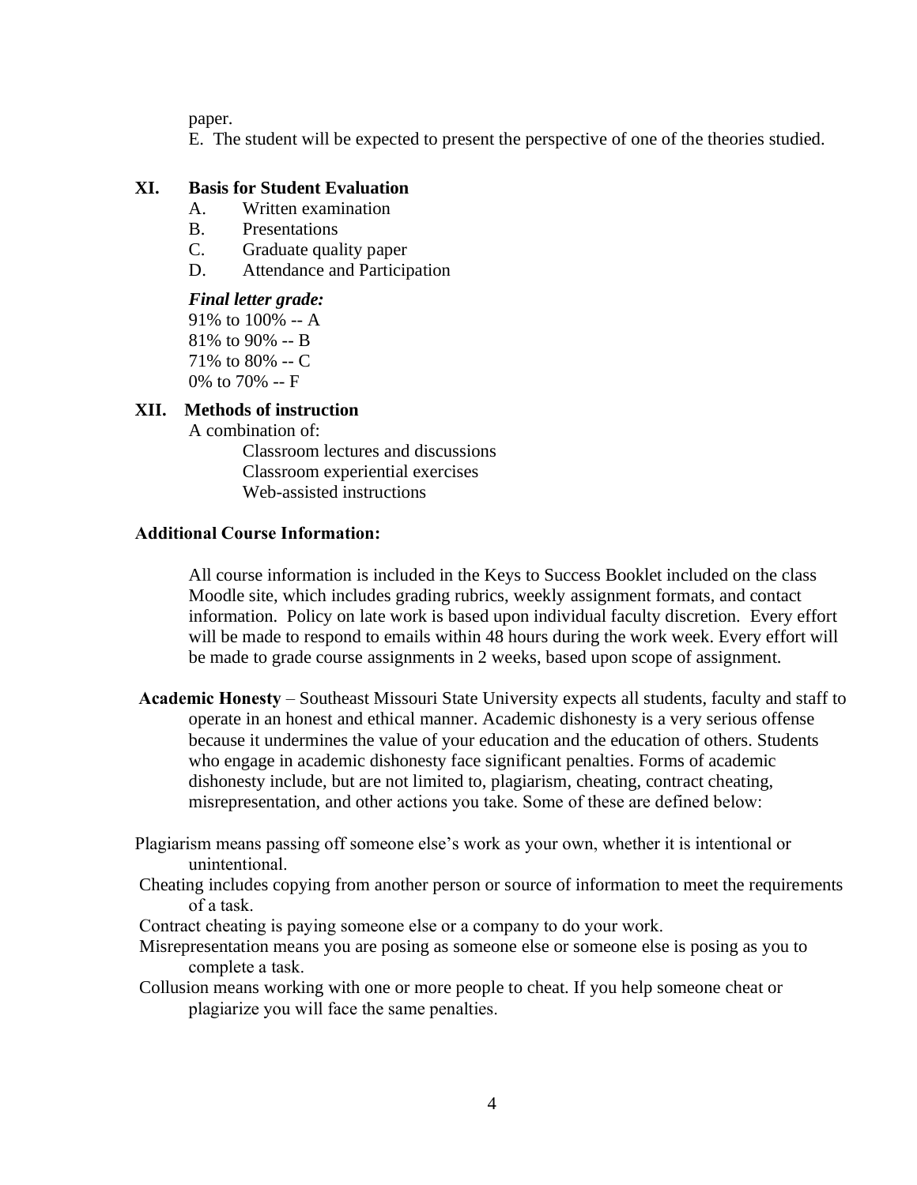paper.

E. The student will be expected to present the perspective of one of the theories studied.

## XI. Basis for Student Evaluation

A. Written examination
B. Presentations
C. Graduate quality paper
D. Attendance and Participation

***Final letter grade:***

91% to 100% -- A
81% to 90% -- B
71% to 80% -- C
0% to 70% -- F

## XII. Methods of instruction

A combination of:

Classroom lectures and discussions
Classroom experiential exercises
Web-assisted instructions

**Additional Course Information:**

All course information is included in the Keys to Success Booklet included on the class Moodle site, which includes grading rubrics, weekly assignment formats, and contact information. Policy on late work is based upon individual faculty discretion. Every effort will be made to respond to emails within 48 hours during the work week. Every effort will be made to grade course assignments in 2 weeks, based upon scope of assignment.

**Academic Honesty** – Southeast Missouri State University expects all students, faculty and staff to operate in an honest and ethical manner. Academic dishonesty is a very serious offense because it undermines the value of your education and the education of others. Students who engage in academic dishonesty face significant penalties. Forms of academic dishonesty include, but are not limited to, plagiarism, cheating, contract cheating, misrepresentation, and other actions you take. Some of these are defined below:

Plagiarism means passing off someone else's work as your own, whether it is intentional or unintentional.

Cheating includes copying from another person or source of information to meet the requirements of a task.

Contract cheating is paying someone else or a company to do your work.

Misrepresentation means you are posing as someone else or someone else is posing as you to complete a task.

Collusion means working with one or more people to cheat. If you help someone cheat or plagiarize you will face the same penalties.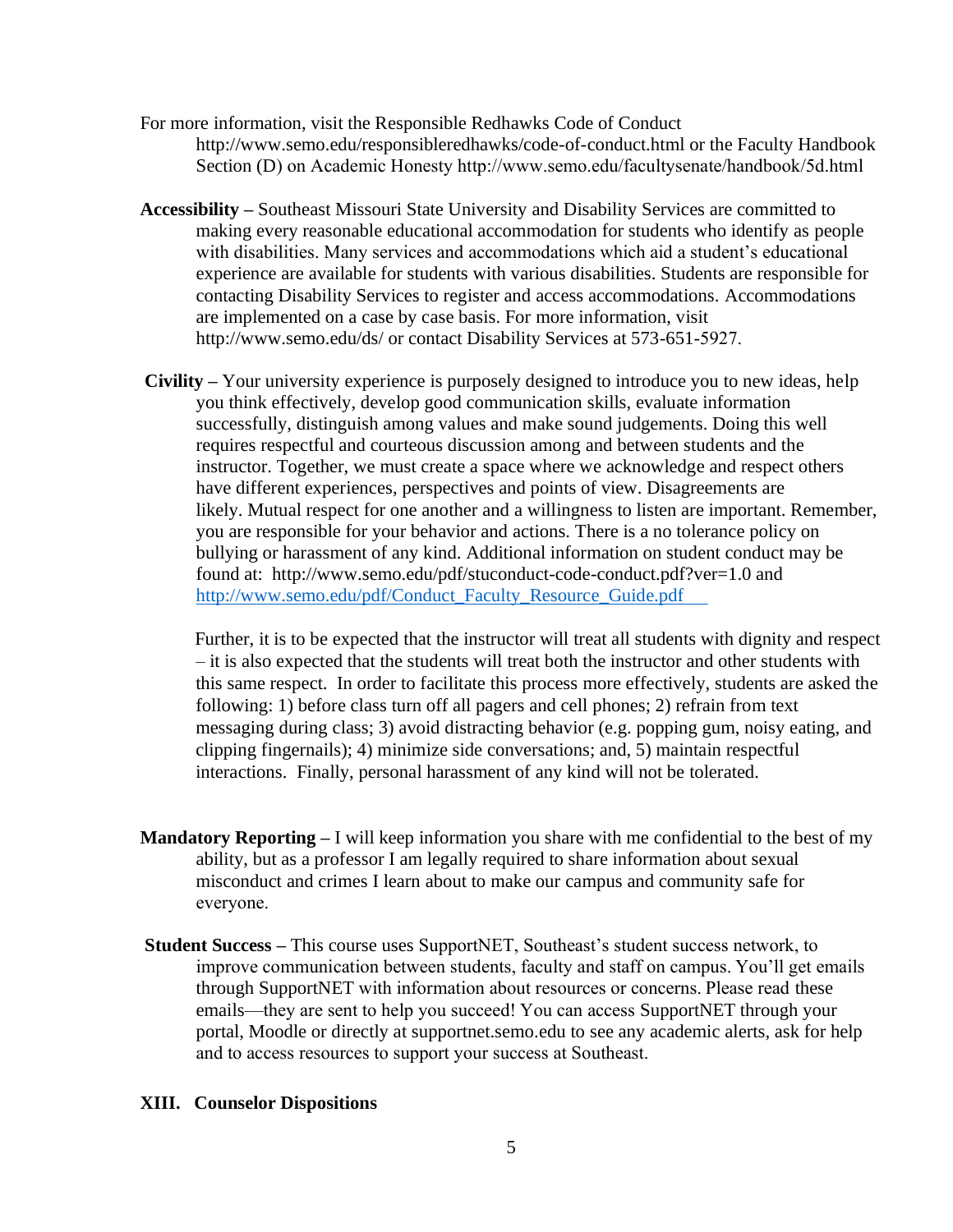For more information, visit the Responsible Redhawks Code of Conduct http://www.semo.edu/responsibleredhawks/code-of-conduct.html or the Faculty Handbook Section (D) on Academic Honesty http://www.semo.edu/facultysenate/handbook/5d.html

**Accessibility** – Southeast Missouri State University and Disability Services are committed to making every reasonable educational accommodation for students who identify as people with disabilities. Many services and accommodations which aid a student's educational experience are available for students with various disabilities. Students are responsible for contacting Disability Services to register and access accommodations. Accommodations are implemented on a case by case basis. For more information, visit http://www.semo.edu/ds/ or contact Disability Services at 573-651-5927.

**Civility** – Your university experience is purposely designed to introduce you to new ideas, help you think effectively, develop good communication skills, evaluate information successfully, distinguish among values and make sound judgements. Doing this well requires respectful and courteous discussion among and between students and the instructor. Together, we must create a space where we acknowledge and respect others have different experiences, perspectives and points of view. Disagreements are likely. Mutual respect for one another and a willingness to listen are important. Remember, you are responsible for your behavior and actions. There is a no tolerance policy on bullying or harassment of any kind. Additional information on student conduct may be found at: http://www.semo.edu/pdf/stuconduct-code-conduct.pdf?ver=1.0 and http://www.semo.edu/pdf/Conduct_Faculty_Resource_Guide.pdf

Further, it is to be expected that the instructor will treat all students with dignity and respect – it is also expected that the students will treat both the instructor and other students with this same respect. In order to facilitate this process more effectively, students are asked the following: 1) before class turn off all pagers and cell phones; 2) refrain from text messaging during class; 3) avoid distracting behavior (e.g. popping gum, noisy eating, and clipping fingernails); 4) minimize side conversations; and, 5) maintain respectful interactions. Finally, personal harassment of any kind will not be tolerated.

**Mandatory Reporting** – I will keep information you share with me confidential to the best of my ability, but as a professor I am legally required to share information about sexual misconduct and crimes I learn about to make our campus and community safe for everyone.

**Student Success** – This course uses SupportNET, Southeast's student success network, to improve communication between students, faculty and staff on campus. You'll get emails through SupportNET with information about resources or concerns. Please read these emails—they are sent to help you succeed! You can access SupportNET through your portal, Moodle or directly at supportnet.semo.edu to see any academic alerts, ask for help and to access resources to support your success at Southeast.

## XIII. Counselor Dispositions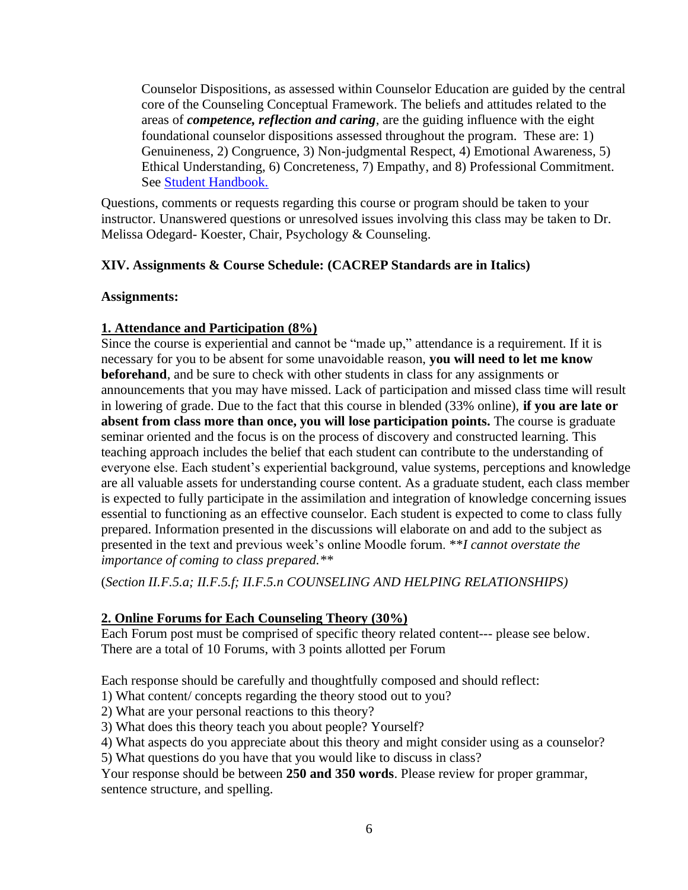> Counselor Dispositions, as assessed within Counselor Education are guided by the central core of the Counseling Conceptual Framework. The beliefs and attitudes related to the areas of ***competence, reflection and caring***, are the guiding influence with the eight foundational counselor dispositions assessed throughout the program. These are: 1) Genuineness, 2) Congruence, 3) Non-judgmental Respect, 4) Emotional Awareness, 5) Ethical Understanding, 6) Concreteness, 7) Empathy, and 8) Professional Commitment. See [Student Handbook.]()

Questions, comments or requests regarding this course or program should be taken to your instructor. Unanswered questions or unresolved issues involving this class may be taken to Dr. Melissa Odegard- Koester, Chair, Psychology & Counseling.

### XIV. Assignments & Course Schedule: (CACREP Standards are in Italics)

**Assignments:**

**1. Attendance and Participation (8%)**

Since the course is experiential and cannot be "made up," attendance is a requirement. If it is necessary for you to be absent for some unavoidable reason, **you will need to let me know beforehand**, and be sure to check with other students in class for any assignments or announcements that you may have missed. Lack of participation and missed class time will result in lowering of grade. Due to the fact that this course in blended (33% online), **if you are late or absent from class more than once, you will lose participation points.** The course is graduate seminar oriented and the focus is on the process of discovery and constructed learning. This teaching approach includes the belief that each student can contribute to the understanding of everyone else. Each student's experiential background, value systems, perceptions and knowledge are all valuable assets for understanding course content. As a graduate student, each class member is expected to fully participate in the assimilation and integration of knowledge concerning issues essential to functioning as an effective counselor. Each student is expected to come to class fully prepared. Information presented in the discussions will elaborate on and add to the subject as presented in the text and previous week's online Moodle forum. *\*\*I cannot overstate the importance of coming to class prepared.\*\**

(*Section II.F.5.a; II.F.5.f; II.F.5.n COUNSELING AND HELPING RELATIONSHIPS)*

**2. Online Forums for Each Counseling Theory (30%)**

Each Forum post must be comprised of specific theory related content--- please see below. There are a total of 10 Forums, with 3 points allotted per Forum

Each response should be carefully and thoughtfully composed and should reflect:
1) What content/ concepts regarding the theory stood out to you?
2) What are your personal reactions to this theory?
3) What does this theory teach you about people? Yourself?
4) What aspects do you appreciate about this theory and might consider using as a counselor?
5) What questions do you have that you would like to discuss in class?

Your response should be between **250 and 350 words**. Please review for proper grammar, sentence structure, and spelling.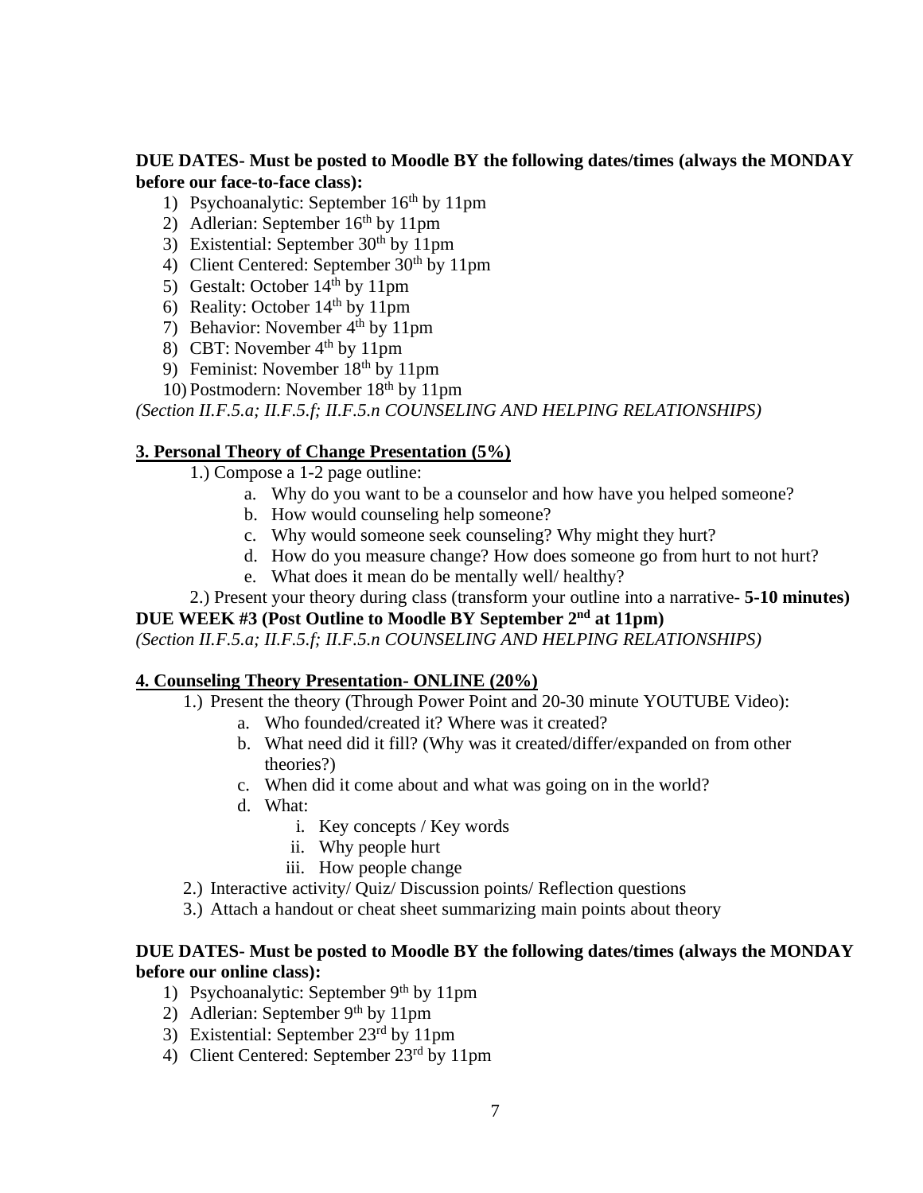**DUE DATES- Must be posted to Moodle BY the following dates/times (always the MONDAY before our face-to-face class):**

1) Psychoanalytic: September 16th by 11pm
2) Adlerian: September 16th by 11pm
3) Existential: September 30th by 11pm
4) Client Centered: September 30th by 11pm
5) Gestalt: October 14th by 11pm
6) Reality: October 14th by 11pm
7) Behavior: November 4th by 11pm
8) CBT: November 4th by 11pm
9) Feminist: November 18th by 11pm
10) Postmodern: November 18th by 11pm

*(Section II.F.5.a; II.F.5.f; II.F.5.n COUNSELING AND HELPING RELATIONSHIPS)*

**3. Personal Theory of Change Presentation (5%)**

1.) Compose a 1-2 page outline:

a. Why do you want to be a counselor and how have you helped someone?
b. How would counseling help someone?
c. Why would someone seek counseling? Why might they hurt?
d. How do you measure change? How does someone go from hurt to not hurt?
e. What does it mean do be mentally well/ healthy?

2.) Present your theory during class (transform your outline into a narrative- **5-10 minutes)**

**DUE WEEK #3 (Post Outline to Moodle BY September 2nd at 11pm)**

*(Section II.F.5.a; II.F.5.f; II.F.5.n COUNSELING AND HELPING RELATIONSHIPS)*

**4. Counseling Theory Presentation- ONLINE (20%)**

1.) Present the theory (Through Power Point and 20-30 minute YOUTUBE Video):

a. Who founded/created it? Where was it created?
b. What need did it fill? (Why was it created/differ/expanded on from other theories?)
c. When did it come about and what was going on in the world?
d. What:
   i. Key concepts / Key words
   ii. Why people hurt
   iii. How people change

2.) Interactive activity/ Quiz/ Discussion points/ Reflection questions

3.) Attach a handout or cheat sheet summarizing main points about theory

**DUE DATES- Must be posted to Moodle BY the following dates/times (always the MONDAY before our online class):**

1) Psychoanalytic: September 9th by 11pm
2) Adlerian: September 9th by 11pm
3) Existential: September 23rd by 11pm
4) Client Centered: September 23rd by 11pm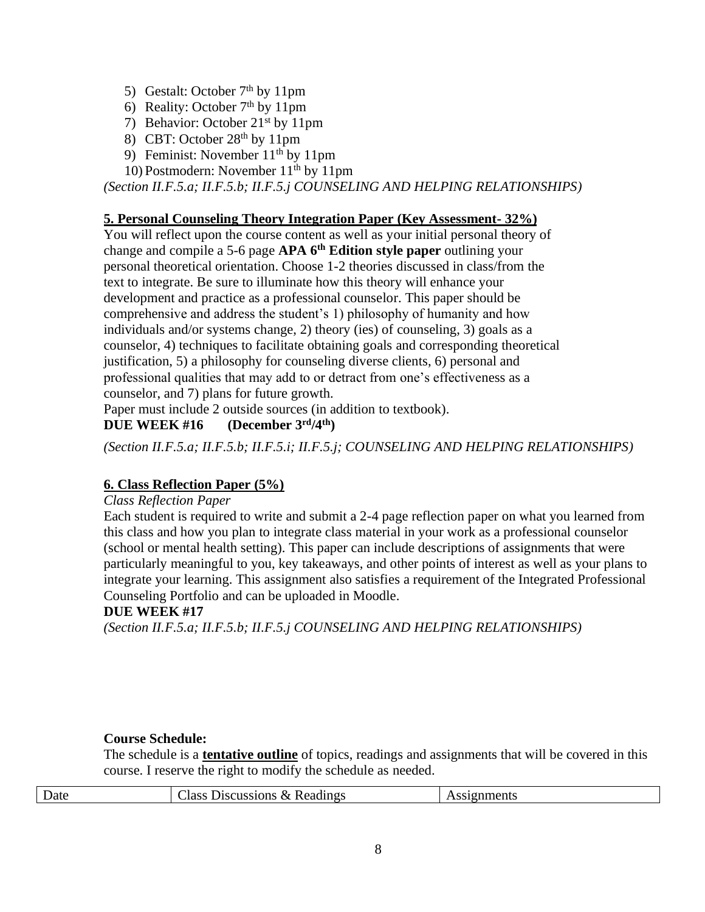5) Gestalt: October 7th by 11pm
6) Reality: October 7th by 11pm
7) Behavior: October 21st by 11pm
8) CBT: October 28th by 11pm
9) Feminist: November 11th by 11pm
10) Postmodern: November 11th by 11pm

*(Section II.F.5.a; II.F.5.b; II.F.5.j COUNSELING AND HELPING RELATIONSHIPS)*

**5. Personal Counseling Theory Integration Paper (Key Assessment- 32%)**

You will reflect upon the course content as well as your initial personal theory of change and compile a 5-6 page **APA 6th Edition style paper** outlining your personal theoretical orientation. Choose 1-2 theories discussed in class/from the text to integrate. Be sure to illuminate how this theory will enhance your development and practice as a professional counselor. This paper should be comprehensive and address the student's 1) philosophy of humanity and how individuals and/or systems change, 2) theory (ies) of counseling, 3) goals as a counselor, 4) techniques to facilitate obtaining goals and corresponding theoretical justification, 5) a philosophy for counseling diverse clients, 6) personal and professional qualities that may add to or detract from one's effectiveness as a counselor, and 7) plans for future growth.
Paper must include 2 outside sources (in addition to textbook).

**DUE WEEK #16 (December 3rd/4th)**

*(Section II.F.5.a; II.F.5.b; II.F.5.i; II.F.5.j; COUNSELING AND HELPING RELATIONSHIPS)*

**6. Class Reflection Paper (5%)**

*Class Reflection Paper*

Each student is required to write and submit a 2-4 page reflection paper on what you learned from this class and how you plan to integrate class material in your work as a professional counselor (school or mental health setting). This paper can include descriptions of assignments that were particularly meaningful to you, key takeaways, and other points of interest as well as your plans to integrate your learning. This assignment also satisfies a requirement of the Integrated Professional Counseling Portfolio and can be uploaded in Moodle.

**DUE WEEK #17**

*(Section II.F.5.a; II.F.5.b; II.F.5.j COUNSELING AND HELPING RELATIONSHIPS)*

**Course Schedule:**

The schedule is a **tentative outline** of topics, readings and assignments that will be covered in this course. I reserve the right to modify the schedule as needed.

| Date | Class Discussions & Readings | Assignments |
| --- | --- | --- |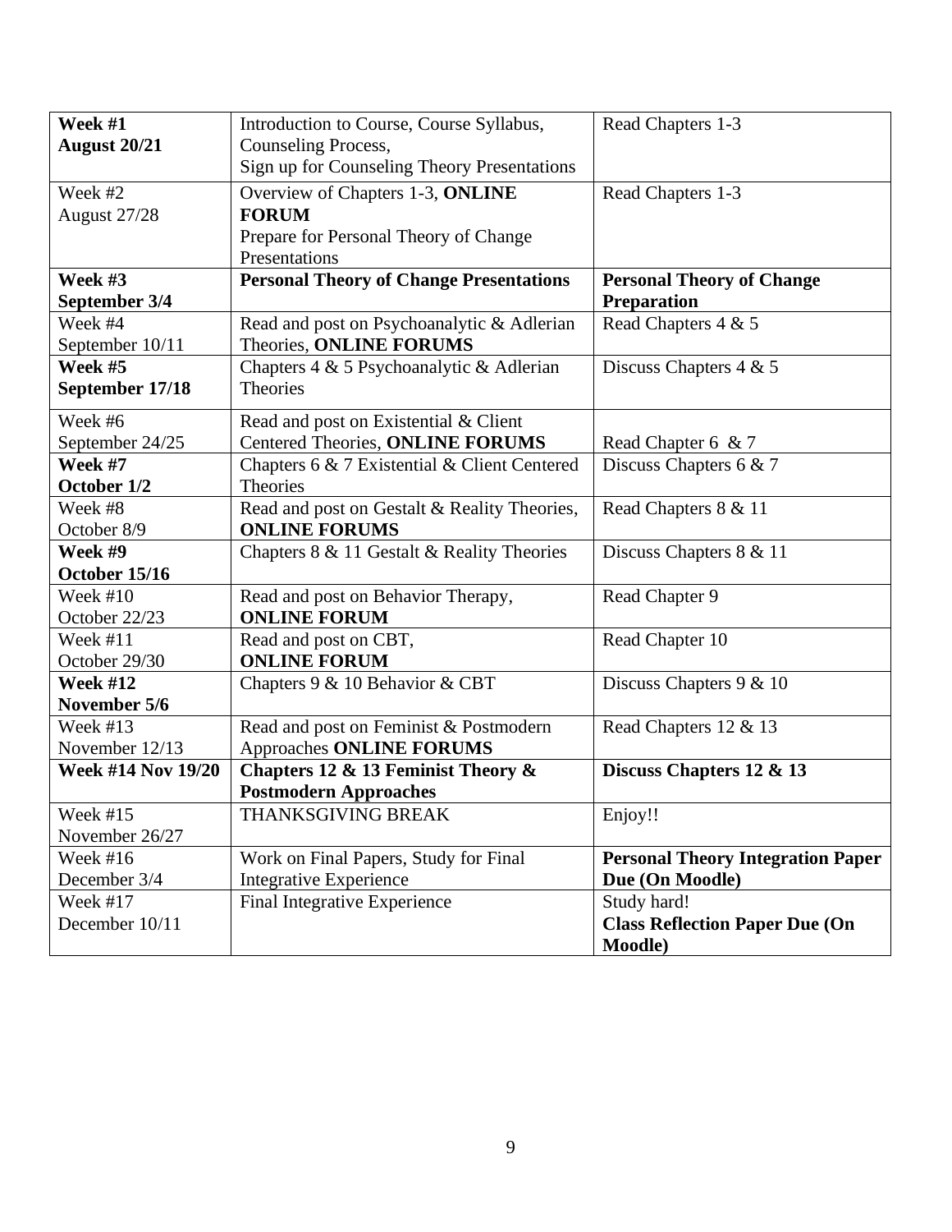| | | |
|---|---|---|
| **Week #1 August 20/21** | Introduction to Course, Course Syllabus, Counseling Process, Sign up for Counseling Theory Presentations | Read Chapters 1-3 |
| Week #2 August 27/28 | Overview of Chapters 1-3, **ONLINE FORUM** Prepare for Personal Theory of Change Presentations | Read Chapters 1-3 |
| **Week #3 September 3/4** | **Personal Theory of Change Presentations** | **Personal Theory of Change Preparation** |
| Week #4 September 10/11 | Read and post on Psychoanalytic & Adlerian Theories, **ONLINE FORUMS** | Read Chapters 4 & 5 |
| **Week #5 September 17/18** | Chapters 4 & 5 Psychoanalytic & Adlerian Theories | Discuss Chapters 4 & 5 |
| Week #6 September 24/25 | Read and post on Existential & Client Centered Theories, **ONLINE FORUMS** | Read Chapter 6 & 7 |
| **Week #7 October 1/2** | Chapters 6 & 7 Existential & Client Centered Theories | Discuss Chapters 6 & 7 |
| Week #8 October 8/9 | Read and post on Gestalt & Reality Theories, **ONLINE FORUMS** | Read Chapters 8 & 11 |
| **Week #9 October 15/16** | Chapters 8 & 11 Gestalt & Reality Theories | Discuss Chapters 8 & 11 |
| Week #10 October 22/23 | Read and post on Behavior Therapy, **ONLINE FORUM** | Read Chapter 9 |
| Week #11 October 29/30 | Read and post on CBT, **ONLINE FORUM** | Read Chapter 10 |
| **Week #12 November 5/6** | Chapters 9 & 10 Behavior & CBT | Discuss Chapters 9 & 10 |
| Week #13 November 12/13 | Read and post on Feminist & Postmodern Approaches **ONLINE FORUMS** | Read Chapters 12 & 13 |
| **Week #14 Nov 19/20** | **Chapters 12 & 13 Feminist Theory & Postmodern Approaches** | **Discuss Chapters 12 & 13** |
| Week #15 November 26/27 | THANKSGIVING BREAK | Enjoy!! |
| Week #16 December 3/4 | Work on Final Papers, Study for Final Integrative Experience | **Personal Theory Integration Paper Due (On Moodle)** |
| Week #17 December 10/11 | Final Integrative Experience | Study hard! **Class Reflection Paper Due (On Moodle)** |